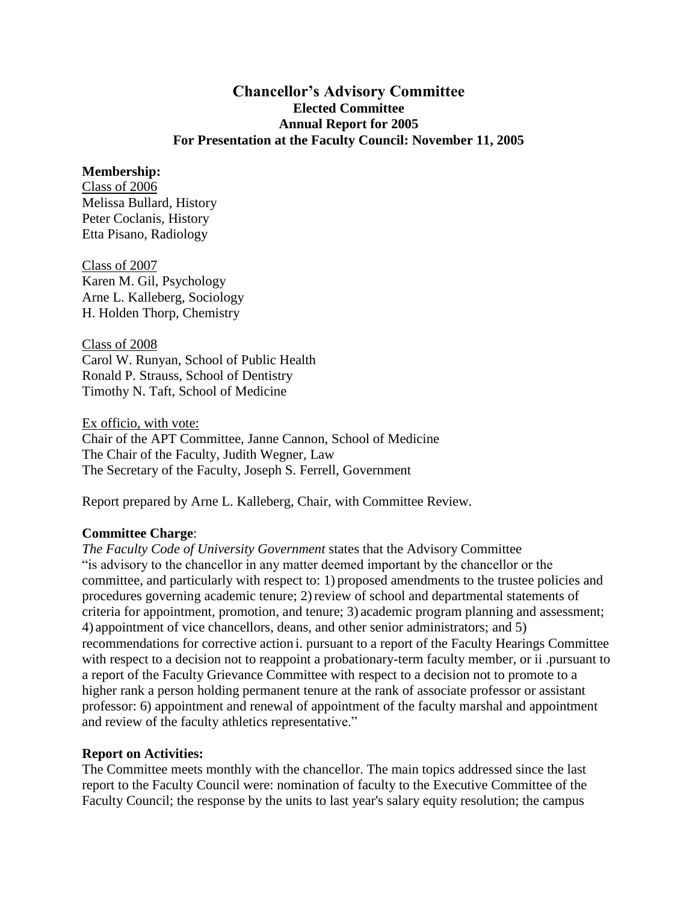## Chancellor's Advisory Committee
### Elected Committee
### Annual Report for 2005
### For Presentation at the Faculty Council: November 11, 2005

**Membership:**

Class of 2006
Melissa Bullard, History
Peter Coclanis, History
Etta Pisano, Radiology

Class of 2007
Karen M. Gil, Psychology
Arne L. Kalleberg, Sociology
H. Holden Thorp, Chemistry

Class of 2008
Carol W. Runyan, School of Public Health
Ronald P. Strauss, School of Dentistry
Timothy N. Taft, School of Medicine

Ex officio, with vote:
Chair of the APT Committee, Janne Cannon, School of Medicine
The Chair of the Faculty, Judith Wegner, Law
The Secretary of the Faculty, Joseph S. Ferrell, Government

Report prepared by Arne L. Kalleberg, Chair, with Committee Review.

**Committee Charge**:
*The Faculty Code of University Government* states that the Advisory Committee "is advisory to the chancellor in any matter deemed important by the chancellor or the committee, and particularly with respect to: 1) proposed amendments to the trustee policies and procedures governing academic tenure; 2) review of school and departmental statements of criteria for appointment, promotion, and tenure; 3) academic program planning and assessment; 4) appointment of vice chancellors, deans, and other senior administrators; and 5) recommendations for corrective action i. pursuant to a report of the Faculty Hearings Committee with respect to a decision not to reappoint a probationary-term faculty member, or ii .pursuant to a report of the Faculty Grievance Committee with respect to a decision not to promote to a higher rank a person holding permanent tenure at the rank of associate professor or assistant professor: 6) appointment and renewal of appointment of the faculty marshal and appointment and review of the faculty athletics representative."

**Report on Activities:**
The Committee meets monthly with the chancellor. The main topics addressed since the last report to the Faculty Council were: nomination of faculty to the Executive Committee of the Faculty Council; the response by the units to last year's salary equity resolution; the campus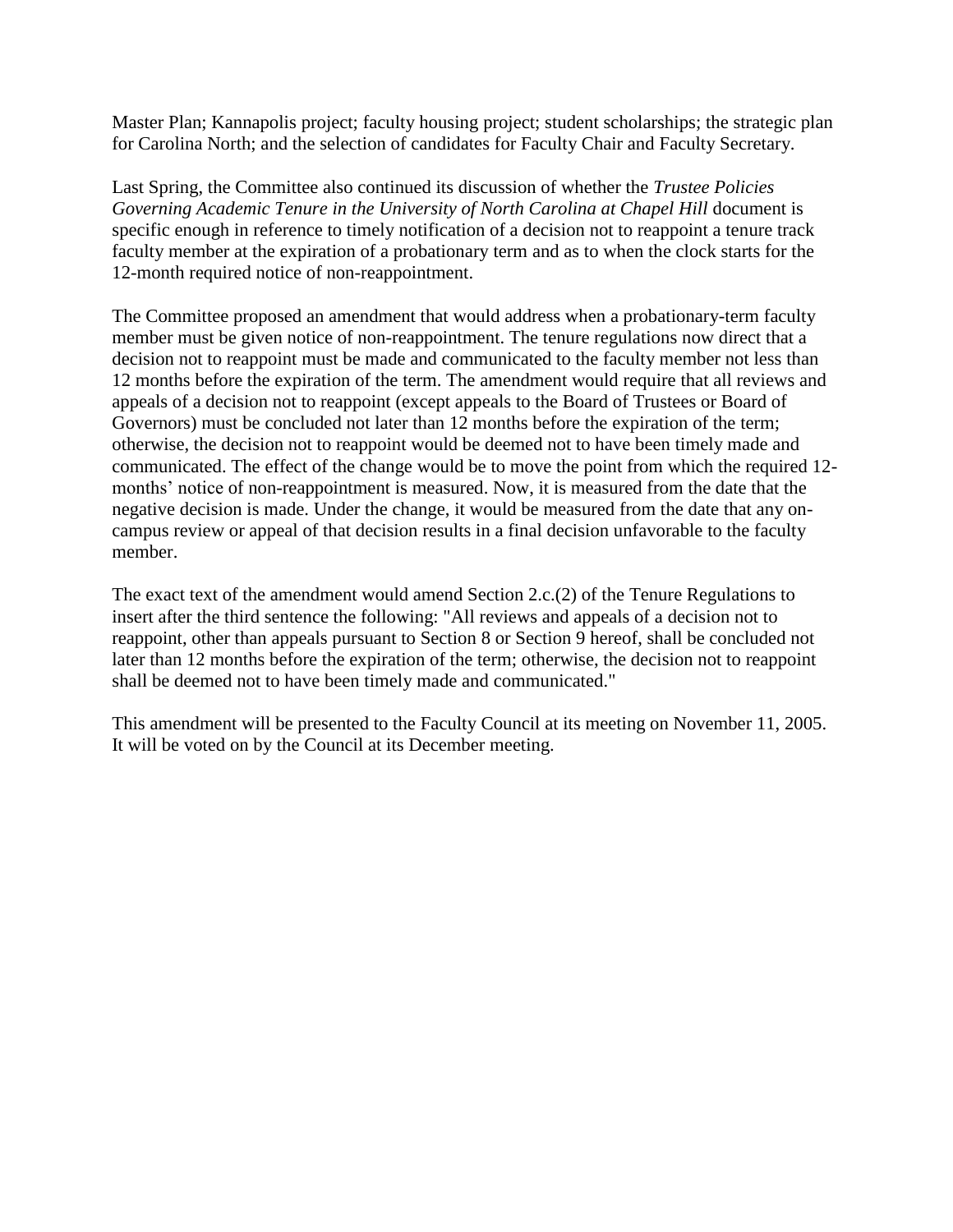Master Plan; Kannapolis project; faculty housing project; student scholarships; the strategic plan for Carolina North; and the selection of candidates for Faculty Chair and Faculty Secretary.

Last Spring, the Committee also continued its discussion of whether the *Trustee Policies Governing Academic Tenure in the University of North Carolina at Chapel Hill* document is specific enough in reference to timely notification of a decision not to reappoint a tenure track faculty member at the expiration of a probationary term and as to when the clock starts for the 12-month required notice of non-reappointment.

The Committee proposed an amendment that would address when a probationary-term faculty member must be given notice of non-reappointment. The tenure regulations now direct that a decision not to reappoint must be made and communicated to the faculty member not less than 12 months before the expiration of the term. The amendment would require that all reviews and appeals of a decision not to reappoint (except appeals to the Board of Trustees or Board of Governors) must be concluded not later than 12 months before the expiration of the term; otherwise, the decision not to reappoint would be deemed not to have been timely made and communicated. The effect of the change would be to move the point from which the required 12-months' notice of non-reappointment is measured. Now, it is measured from the date that the negative decision is made. Under the change, it would be measured from the date that any on-campus review or appeal of that decision results in a final decision unfavorable to the faculty member.

The exact text of the amendment would amend Section 2.c.(2) of the Tenure Regulations to insert after the third sentence the following: "All reviews and appeals of a decision not to reappoint, other than appeals pursuant to Section 8 or Section 9 hereof, shall be concluded not later than 12 months before the expiration of the term; otherwise, the decision not to reappoint shall be deemed not to have been timely made and communicated."

This amendment will be presented to the Faculty Council at its meeting on November 11, 2005. It will be voted on by the Council at its December meeting.